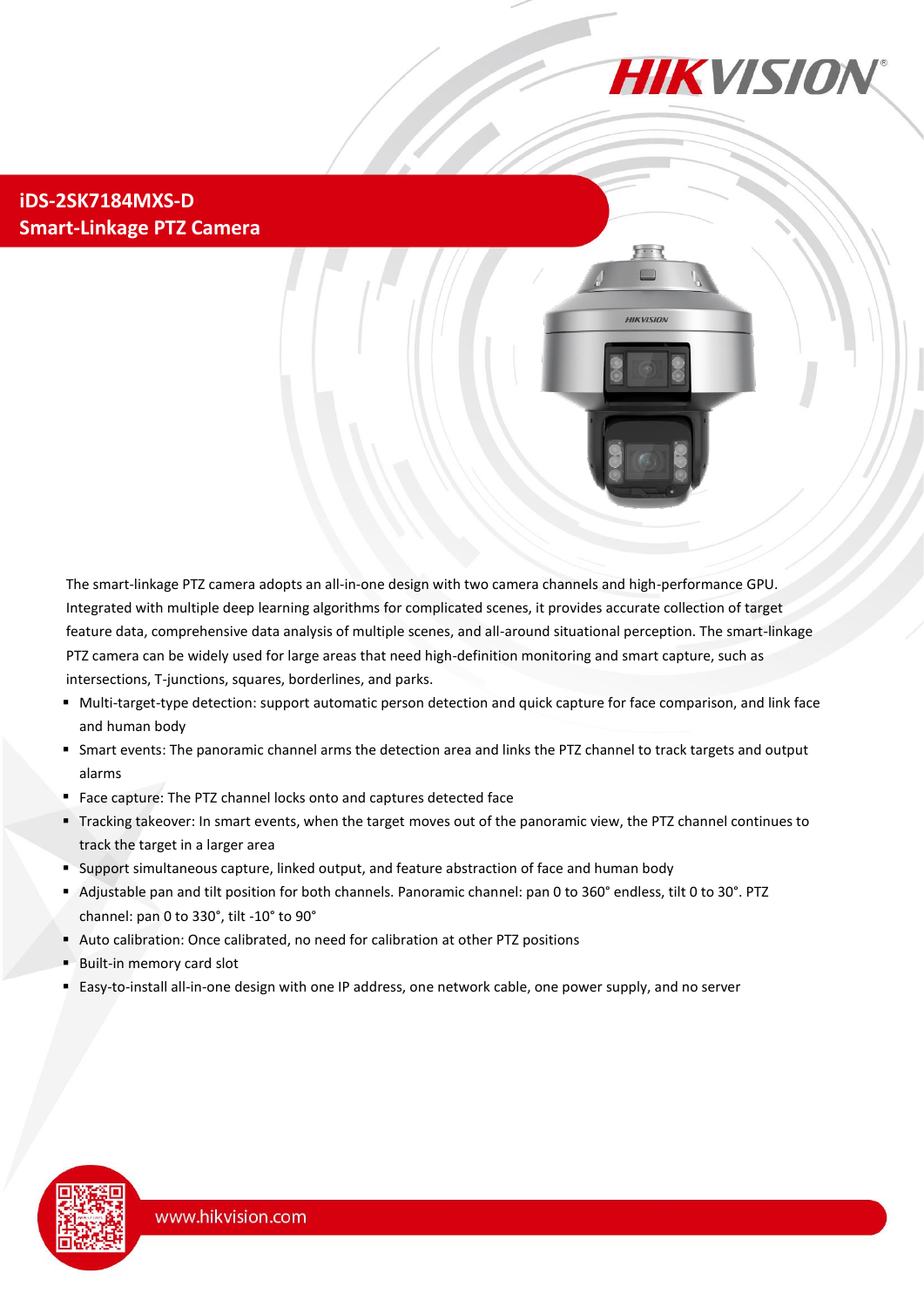# iDS-2SK7184MXS-D
# Smart-Linkage PTZ Camera

The smart-linkage PTZ camera adopts an all-in-one design with two camera channels and high-performance GPU. Integrated with multiple deep learning algorithms for complicated scenes, it provides accurate collection of target feature data, comprehensive data analysis of multiple scenes, and all-around situational perception. The smart-linkage PTZ camera can be widely used for large areas that need high-definition monitoring and smart capture, such as intersections, T-junctions, squares, borderlines, and parks.

- Multi-target-type detection: support automatic person detection and quick capture for face comparison, and link face and human body
- Smart events: The panoramic channel arms the detection area and links the PTZ channel to track targets and output alarms
- Face capture: The PTZ channel locks onto and captures detected face
- Tracking takeover: In smart events, when the target moves out of the panoramic view, the PTZ channel continues to track the target in a larger area
- Support simultaneous capture, linked output, and feature abstraction of face and human body
- Adjustable pan and tilt position for both channels. Panoramic channel: pan 0 to 360° endless, tilt 0 to 30°. PTZ channel: pan 0 to 330°, tilt -10° to 90°
- Auto calibration: Once calibrated, no need for calibration at other PTZ positions
- Built-in memory card slot
- Easy-to-install all-in-one design with one IP address, one network cable, one power supply, and no server

www.hikvision.com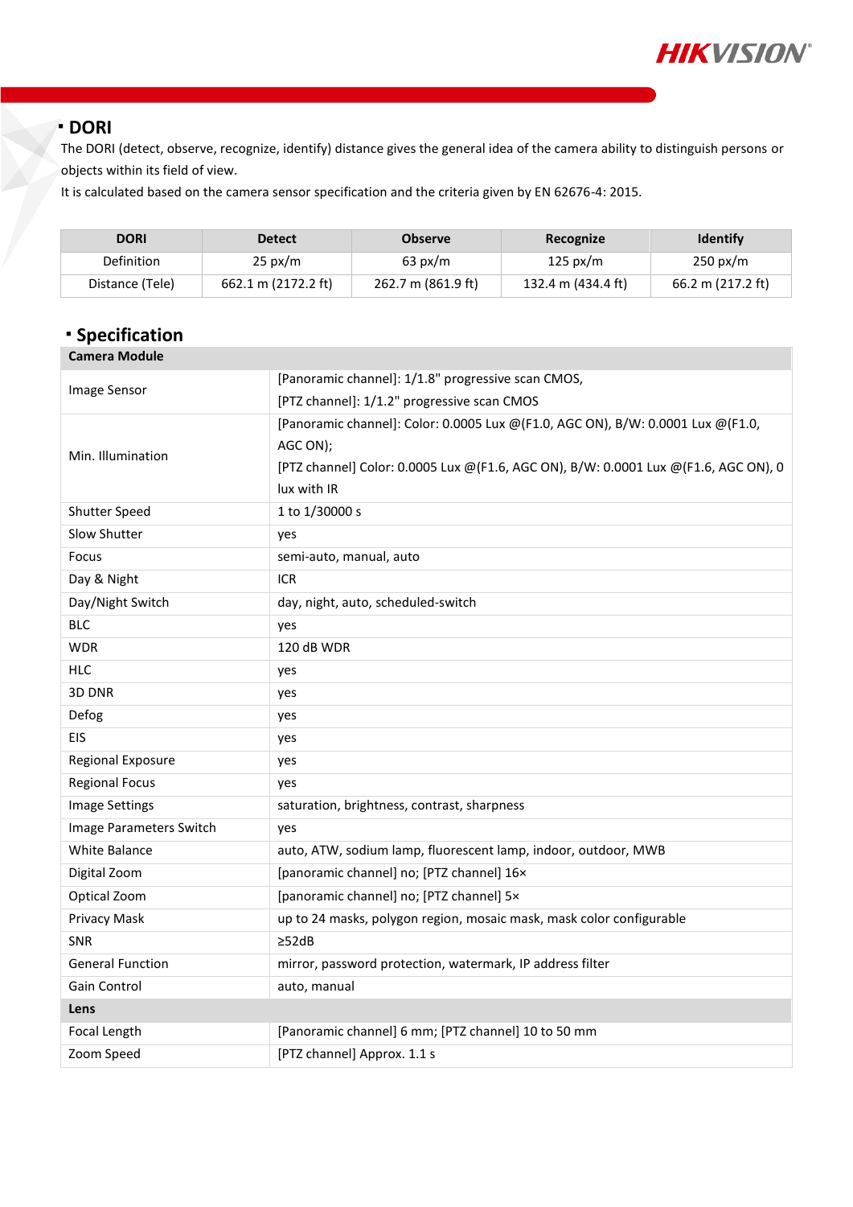## DORI

The DORI (detect, observe, recognize, identify) distance gives the general idea of the camera ability to distinguish persons or objects within its field of view.

It is calculated based on the camera sensor specification and the criteria given by EN 62676-4: 2015.

| DORI | Detect | Observe | Recognize | Identify |
|---|---|---|---|---|
| Definition | 25 px/m | 63 px/m | 125 px/m | 250 px/m |
| Distance (Tele) | 662.1 m (2172.2 ft) | 262.7 m (861.9 ft) | 132.4 m (434.4 ft) | 66.2 m (217.2 ft) |

## Specification

| **Camera Module** | |
|---|---|
| Image Sensor | [Panoramic channel]: 1/1.8" progressive scan CMOS,<br>[PTZ channel]: 1/1.2" progressive scan CMOS |
| Min. Illumination | [Panoramic channel]: Color: 0.0005 Lux @(F1.0, AGC ON), B/W: 0.0001 Lux @(F1.0, AGC ON);<br>[PTZ channel] Color: 0.0005 Lux @(F1.6, AGC ON), B/W: 0.0001 Lux @(F1.6, AGC ON), 0 lux with IR |
| Shutter Speed | 1 to 1/30000 s |
| Slow Shutter | yes |
| Focus | semi-auto, manual, auto |
| Day & Night | ICR |
| Day/Night Switch | day, night, auto, scheduled-switch |
| BLC | yes |
| WDR | 120 dB WDR |
| HLC | yes |
| 3D DNR | yes |
| Defog | yes |
| EIS | yes |
| Regional Exposure | yes |
| Regional Focus | yes |
| Image Settings | saturation, brightness, contrast, sharpness |
| Image Parameters Switch | yes |
| White Balance | auto, ATW, sodium lamp, fluorescent lamp, indoor, outdoor, MWB |
| Digital Zoom | [panoramic channel] no; [PTZ channel] 16× |
| Optical Zoom | [panoramic channel] no; [PTZ channel] 5× |
| Privacy Mask | up to 24 masks, polygon region, mosaic mask, mask color configurable |
| SNR | ≥52dB |
| General Function | mirror, password protection, watermark, IP address filter |
| Gain Control | auto, manual |
| **Lens** | |
| Focal Length | [Panoramic channel] 6 mm; [PTZ channel] 10 to 50 mm |
| Zoom Speed | [PTZ channel] Approx. 1.1 s |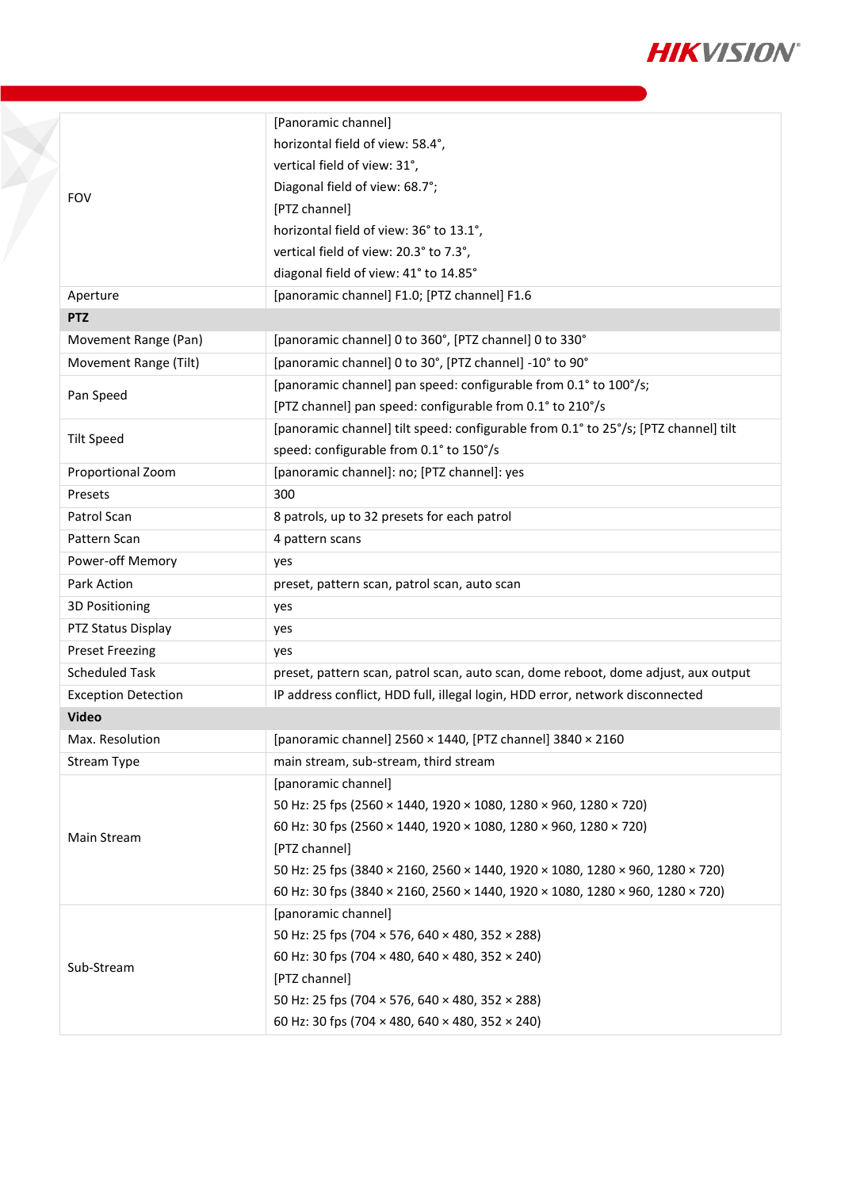| | |
|---|---|
| FOV | [Panoramic channel]<br>horizontal field of view: 58.4°,<br>vertical field of view: 31°,<br>Diagonal field of view: 68.7°;<br>[PTZ channel]<br>horizontal field of view: 36° to 13.1°,<br>vertical field of view: 20.3° to 7.3°,<br>diagonal field of view: 41° to 14.85° |
| Aperture | [panoramic channel] F1.0; [PTZ channel] F1.6 |
| **PTZ** | |
| Movement Range (Pan) | [panoramic channel] 0 to 360°, [PTZ channel] 0 to 330° |
| Movement Range (Tilt) | [panoramic channel] 0 to 30°, [PTZ channel] -10° to 90° |
| Pan Speed | [panoramic channel] pan speed: configurable from 0.1° to 100°/s;<br>[PTZ channel] pan speed: configurable from 0.1° to 210°/s |
| Tilt Speed | [panoramic channel] tilt speed: configurable from 0.1° to 25°/s; [PTZ channel] tilt speed: configurable from 0.1° to 150°/s |
| Proportional Zoom | [panoramic channel]: no; [PTZ channel]: yes |
| Presets | 300 |
| Patrol Scan | 8 patrols, up to 32 presets for each patrol |
| Pattern Scan | 4 pattern scans |
| Power-off Memory | yes |
| Park Action | preset, pattern scan, patrol scan, auto scan |
| 3D Positioning | yes |
| PTZ Status Display | yes |
| Preset Freezing | yes |
| Scheduled Task | preset, pattern scan, patrol scan, auto scan, dome reboot, dome adjust, aux output |
| Exception Detection | IP address conflict, HDD full, illegal login, HDD error, network disconnected |
| **Video** | |
| Max. Resolution | [panoramic channel] 2560 × 1440, [PTZ channel] 3840 × 2160 |
| Stream Type | main stream, sub-stream, third stream |
| Main Stream | [panoramic channel]<br>50 Hz: 25 fps (2560 × 1440, 1920 × 1080, 1280 × 960, 1280 × 720)<br>60 Hz: 30 fps (2560 × 1440, 1920 × 1080, 1280 × 960, 1280 × 720)<br>[PTZ channel]<br>50 Hz: 25 fps (3840 × 2160, 2560 × 1440, 1920 × 1080, 1280 × 960, 1280 × 720)<br>60 Hz: 30 fps (3840 × 2160, 2560 × 1440, 1920 × 1080, 1280 × 960, 1280 × 720) |
| Sub-Stream | [panoramic channel]<br>50 Hz: 25 fps (704 × 576, 640 × 480, 352 × 288)<br>60 Hz: 30 fps (704 × 480, 640 × 480, 352 × 240)<br>[PTZ channel]<br>50 Hz: 25 fps (704 × 576, 640 × 480, 352 × 288)<br>60 Hz: 30 fps (704 × 480, 640 × 480, 352 × 240) |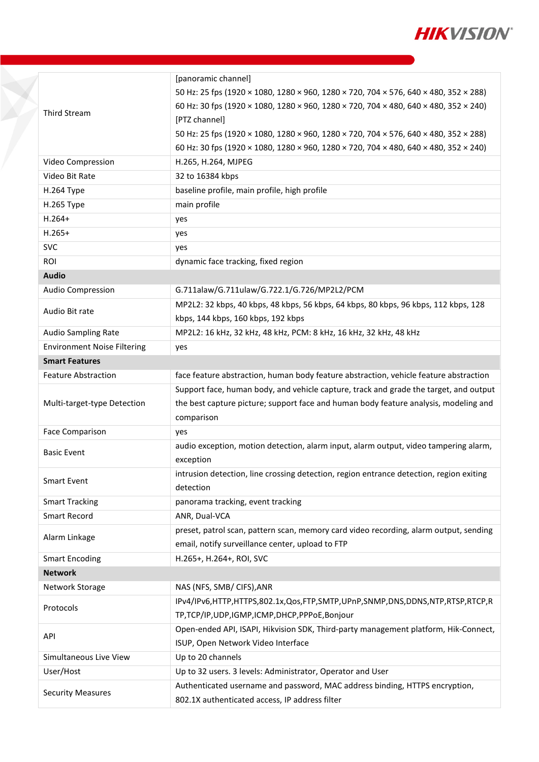| | |
|---|---|
| Third Stream | [panoramic channel]<br>50 Hz: 25 fps (1920 × 1080, 1280 × 960, 1280 × 720, 704 × 576, 640 × 480, 352 × 288)<br>60 Hz: 30 fps (1920 × 1080, 1280 × 960, 1280 × 720, 704 × 480, 640 × 480, 352 × 240)<br>[PTZ channel]<br>50 Hz: 25 fps (1920 × 1080, 1280 × 960, 1280 × 720, 704 × 576, 640 × 480, 352 × 288)<br>60 Hz: 30 fps (1920 × 1080, 1280 × 960, 1280 × 720, 704 × 480, 640 × 480, 352 × 240) |
| Video Compression | H.265, H.264, MJPEG |
| Video Bit Rate | 32 to 16384 kbps |
| H.264 Type | baseline profile, main profile, high profile |
| H.265 Type | main profile |
| H.264+ | yes |
| H.265+ | yes |
| SVC | yes |
| ROI | dynamic face tracking, fixed region |
| **Audio** | |
| Audio Compression | G.711alaw/G.711ulaw/G.722.1/G.726/MP2L2/PCM |
| Audio Bit rate | MP2L2: 32 kbps, 40 kbps, 48 kbps, 56 kbps, 64 kbps, 80 kbps, 96 kbps, 112 kbps, 128 kbps, 144 kbps, 160 kbps, 192 kbps |
| Audio Sampling Rate | MP2L2: 16 kHz, 32 kHz, 48 kHz, PCM: 8 kHz, 16 kHz, 32 kHz, 48 kHz |
| Environment Noise Filtering | yes |
| **Smart Features** | |
| Feature Abstraction | face feature abstraction, human body feature abstraction, vehicle feature abstraction |
| Multi-target-type Detection | Support face, human body, and vehicle capture, track and grade the target, and output the best capture picture; support face and human body feature analysis, modeling and comparison |
| Face Comparison | yes |
| Basic Event | audio exception, motion detection, alarm input, alarm output, video tampering alarm, exception |
| Smart Event | intrusion detection, line crossing detection, region entrance detection, region exiting detection |
| Smart Tracking | panorama tracking, event tracking |
| Smart Record | ANR, Dual-VCA |
| Alarm Linkage | preset, patrol scan, pattern scan, memory card video recording, alarm output, sending email, notify surveillance center, upload to FTP |
| Smart Encoding | H.265+, H.264+, ROI, SVC |
| **Network** | |
| Network Storage | NAS (NFS, SMB/ CIFS),ANR |
| Protocols | IPv4/IPv6,HTTP,HTTPS,802.1x,Qos,FTP,SMTP,UPnP,SNMP,DNS,DDNS,NTP,RTSP,RTCP,RTP,TCP/IP,UDP,IGMP,ICMP,DHCP,PPPoE,Bonjour |
| API | Open-ended API, ISAPI, Hikvision SDK, Third-party management platform, Hik-Connect, ISUP, Open Network Video Interface |
| Simultaneous Live View | Up to 20 channels |
| User/Host | Up to 32 users. 3 levels: Administrator, Operator and User |
| Security Measures | Authenticated username and password, MAC address binding, HTTPS encryption, 802.1X authenticated access, IP address filter |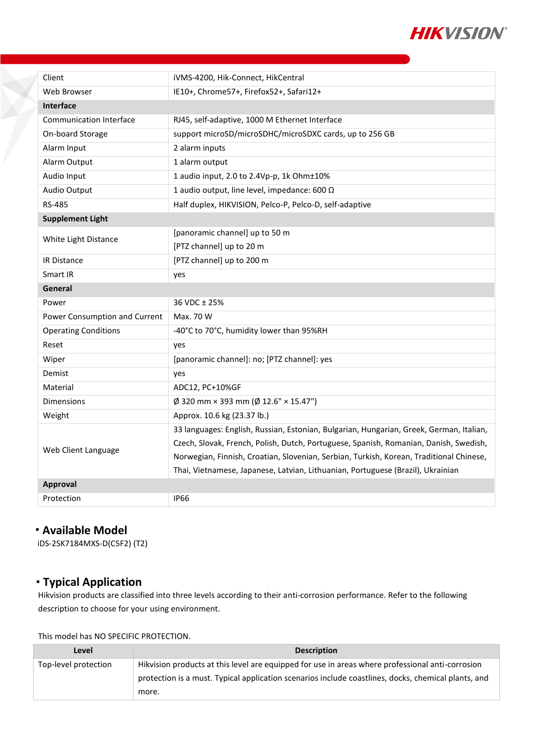| | |
|---|---|
| Client | iVMS-4200, Hik-Connect, HikCentral |
| Web Browser | IE10+, Chrome57+, Firefox52+, Safari12+ |
| **Interface** | |
| Communication Interface | RJ45, self-adaptive, 1000 M Ethernet Interface |
| On-board Storage | support microSD/microSDHC/microSDXC cards, up to 256 GB |
| Alarm Input | 2 alarm inputs |
| Alarm Output | 1 alarm output |
| Audio Input | 1 audio input, 2.0 to 2.4Vp-p, 1k Ohm±10% |
| Audio Output | 1 audio output, line level, impedance: 600 Ω |
| RS-485 | Half duplex, HIKVISION, Pelco-P, Pelco-D, self-adaptive |
| **Supplement Light** | |
| White Light Distance | [panoramic channel] up to 50 m<br>[PTZ channel] up to 20 m |
| IR Distance | [PTZ channel] up to 200 m |
| Smart IR | yes |
| **General** | |
| Power | 36 VDC ± 25% |
| Power Consumption and Current | Max. 70 W |
| Operating Conditions | -40°C to 70°C, humidity lower than 95%RH |
| Reset | yes |
| Wiper | [panoramic channel]: no; [PTZ channel]: yes |
| Demist | yes |
| Material | ADC12, PC+10%GF |
| Dimensions | Ø 320 mm × 393 mm (Ø 12.6" × 15.47") |
| Weight | Approx. 10.6 kg (23.37 lb.) |
| Web Client Language | 33 languages: English, Russian, Estonian, Bulgarian, Hungarian, Greek, German, Italian, Czech, Slovak, French, Polish, Dutch, Portuguese, Spanish, Romanian, Danish, Swedish, Norwegian, Finnish, Croatian, Slovenian, Serbian, Turkish, Korean, Traditional Chinese, Thai, Vietnamese, Japanese, Latvian, Lithuanian, Portuguese (Brazil), Ukrainian |
| **Approval** | |
| Protection | IP66 |

## Available Model

iDS-2SK7184MXS-D(C5F2) (T2)

## Typical Application

Hikvision products are classified into three levels according to their anti-corrosion performance. Refer to the following description to choose for your using environment.

This model has NO SPECIFIC PROTECTION.

| Level | Description |
|---|---|
| Top-level protection | Hikvision products at this level are equipped for use in areas where professional anti-corrosion protection is a must. Typical application scenarios include coastlines, docks, chemical plants, and more. |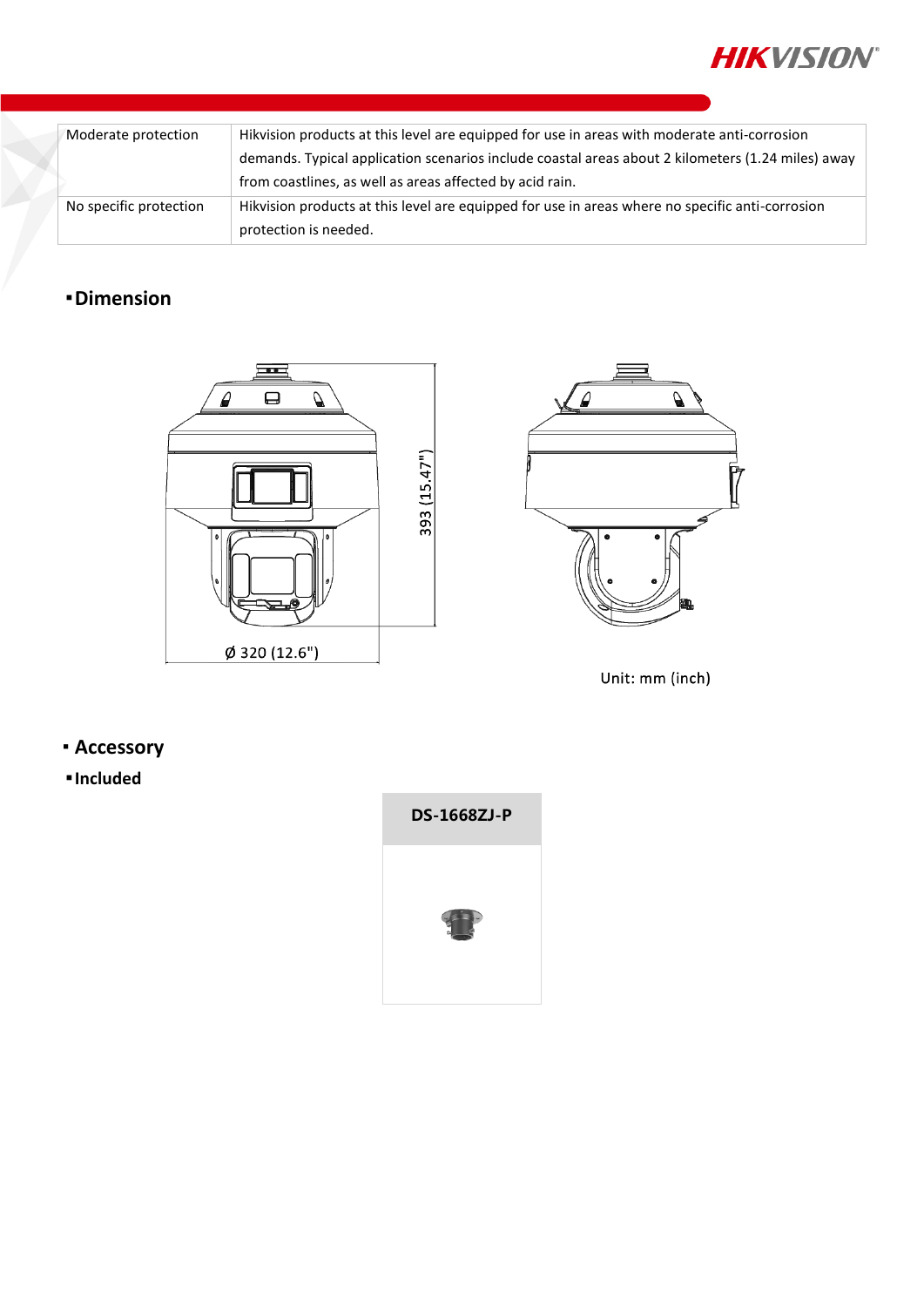| Moderate protection | Hikvision products at this level are equipped for use in areas with moderate anti-corrosion demands. Typical application scenarios include coastal areas about 2 kilometers (1.24 miles) away from coastlines, as well as areas affected by acid rain. |
|---|---|
| No specific protection | Hikvision products at this level are equipped for use in areas where no specific anti-corrosion protection is needed. |

## Dimension

393 (15.47")

Ø 320 (12.6")

Unit: mm (inch)

## Accessory

### Included

| DS-1668ZJ-P |
|---|
| |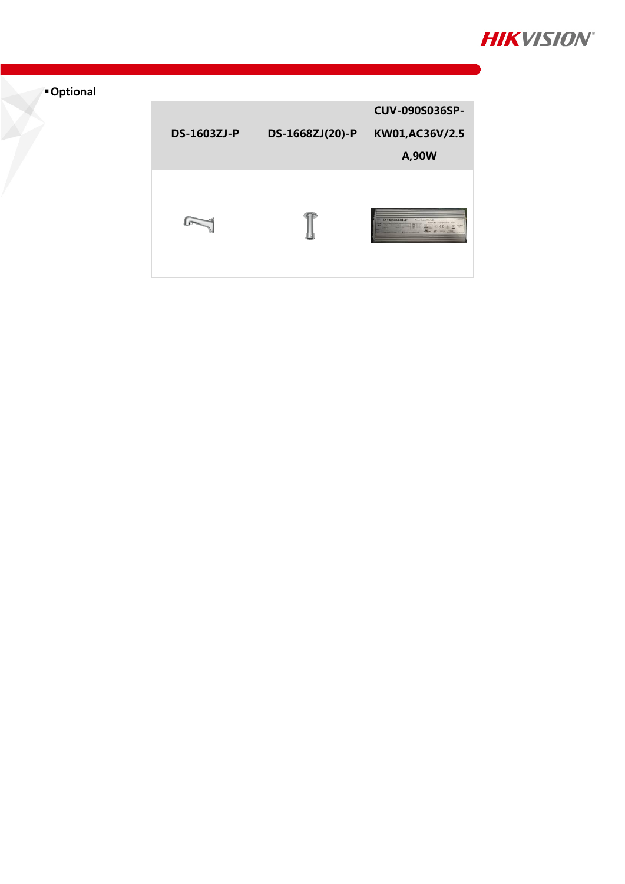▪ **Optional**

| DS-1603ZJ-P | DS-1668ZJ(20)-P | CUV-090S036SP-KW01,AC36V/2.5A,90W |
|---|---|---|
| | | |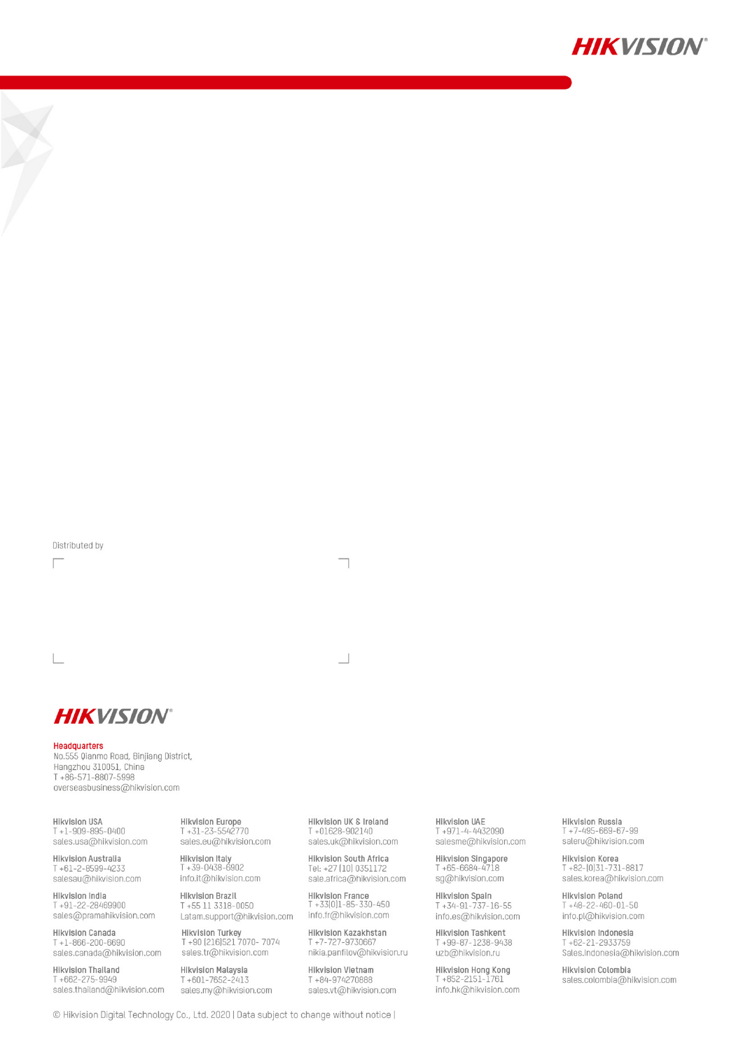Distributed by

**HIKVISION**

**Headquarters**
No.555 Qianmo Road, Binjiang District,
Hangzhou 310051, China
T +86-571-8807-5998
overseasbusiness@hikvision.com

**Hikvision USA**
T +1-909-895-0400
sales.usa@hikvision.com

**Hikvision Australia**
T +61-2-8599-4233
salesau@hikvision.com

**Hikvision India**
T +91-22-28469900
sales@pramahikvision.com

**Hikvision Canada**
T +1-866-200-6690
sales.canada@hikvision.com

**Hikvision Thailand**
T +662-275-9949
sales.thailand@hikvision.com

**Hikvision Europe**
T +31-23-5542770
sales.eu@hikvision.com

**Hikvision Italy**
T +39-0438-6902
info.it@hikvision.com

**Hikvision Brazil**
T +55 11 3318-0050
Latam.support@hikvision.com

**Hikvision Turkey**
T +90 (216)521 7070- 7074
sales.tr@hikvision.com

**Hikvision Malaysia**
T +601-7652-2413
sales.my@hikvision.com

**Hikvision UK & Ireland**
T +01628-902140
sales.uk@hikvision.com

**Hikvision South Africa**
Tel: +27 (10) 0351172
sale.africa@hikvision.com

**Hikvision France**
T +33(0)1-85-330-450
info.fr@hikvision.com

**Hikvision Kazakhstan**
T +7-727-9730667
nikia.panfilov@hikvision.ru

**Hikvision Vietnam**
T +84-974270888
sales.vt@hikvision.com

**Hikvision UAE**
T +971-4-4432090
salesme@hikvision.com

**Hikvision Singapore**
T +65-6684-4718
sg@hikvision.com

**Hikvision Spain**
T +34-91-737-16-55
info.es@hikvision.com

**Hikvision Tashkent**
T +99-87-1238-9438
uzb@hikvision.ru

**Hikvision Hong Kong**
T +852-2151-1761
info.hk@hikvision.com

**Hikvision Russia**
T +7-495-669-67-99
saleru@hikvision.com

**Hikvision Korea**
T +82-(0)31-731-8817
sales.korea@hikvision.com

**Hikvision Poland**
T +48-22-460-01-50
info.pl@hikvision.com

**Hikvision Indonesia**
T +62-21-2933759
Sales.Indonesia@hikvision.com

**Hikvision Colombia**
sales.colombia@hikvision.com

© Hikvision Digital Technology Co., Ltd. 2020 | Data subject to change without notice |